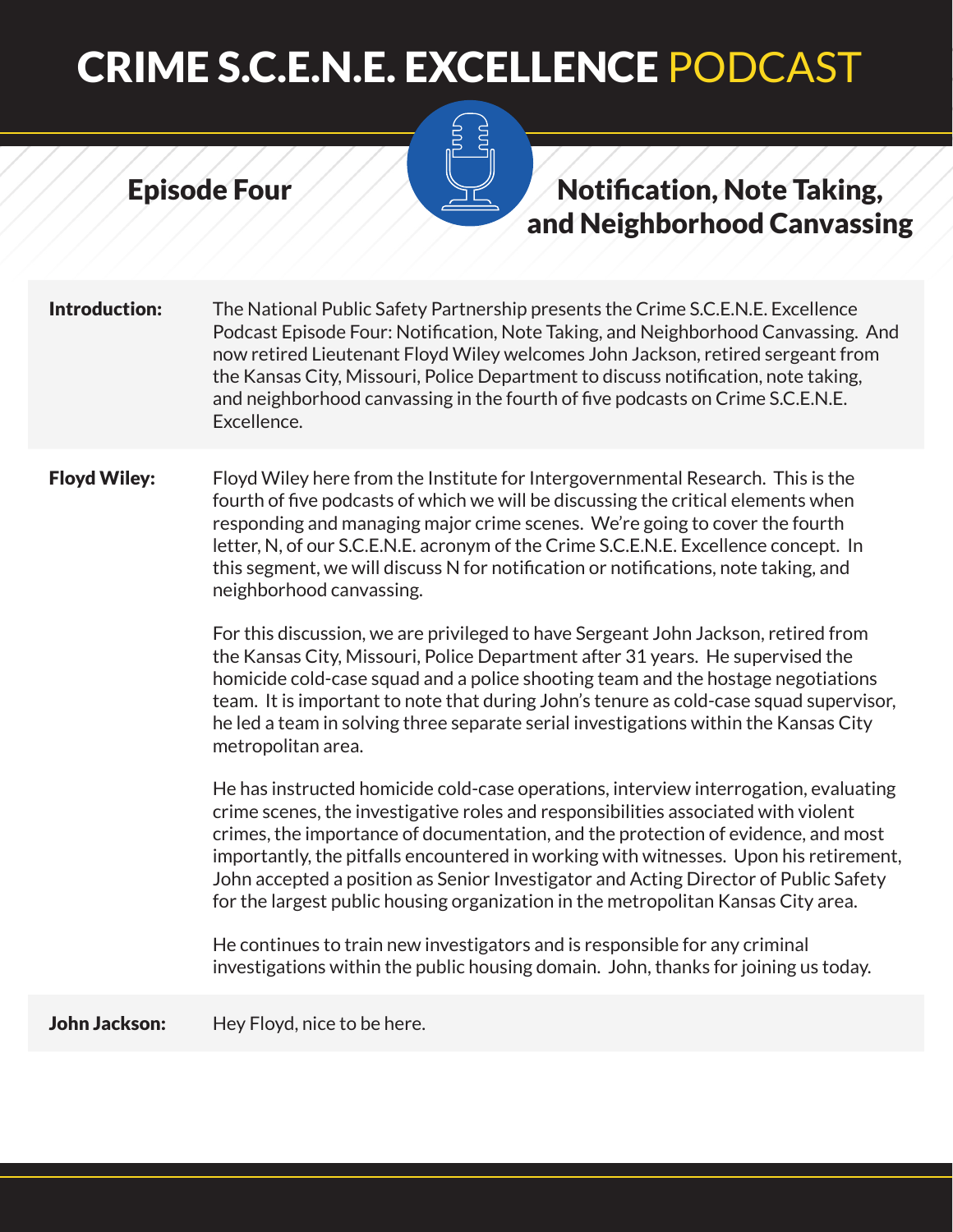# CRIME S.C.E.N.E. EXCELLENCE PODCAST

## Episode Four

## Notification, Note Taking, and Neighborhood Canvassing

**Introduction:** The National Public Safety Partnership presents the Crime S.C.E.N.E. Excellence Podcast Episode Four: Notification, Note Taking, and Neighborhood Canvassing. And now retired Lieutenant Floyd Wiley welcomes John Jackson, retired sergeant from the Kansas City, Missouri, Police Department to discuss notification, note taking, and neighborhood canvassing in the fourth of five podcasts on Crime S.C.E.N.E. Excellence.

**Floyd Wiley:** Floyd Wiley here from the Institute for Intergovernmental Research. This is the fourth of five podcasts of which we will be discussing the critical elements when responding and managing major crime scenes. We're going to cover the fourth letter, N, of our S.C.E.N.E. acronym of the Crime S.C.E.N.E. Excellence concept. In this segment, we will discuss N for notification or notifications, note taking, and neighborhood canvassing.

For this discussion, we are privileged to have Sergeant John Jackson, retired from the Kansas City, Missouri, Police Department after 31 years. He supervised the homicide cold-case squad and a police shooting team and the hostage negotiations team. It is important to note that during John's tenure as cold-case squad supervisor, he led a team in solving three separate serial investigations within the Kansas City metropolitan area.

He has instructed homicide cold-case operations, interview interrogation, evaluating crime scenes, the investigative roles and responsibilities associated with violent crimes, the importance of documentation, and the protection of evidence, and most importantly, the pitfalls encountered in working with witnesses. Upon his retirement, John accepted a position as Senior Investigator and Acting Director of Public Safety for the largest public housing organization in the metropolitan Kansas City area.

He continues to train new investigators and is responsible for any criminal investigations within the public housing domain. John, thanks for joining us today.

**John Jackson:** Hey Floyd, nice to be here.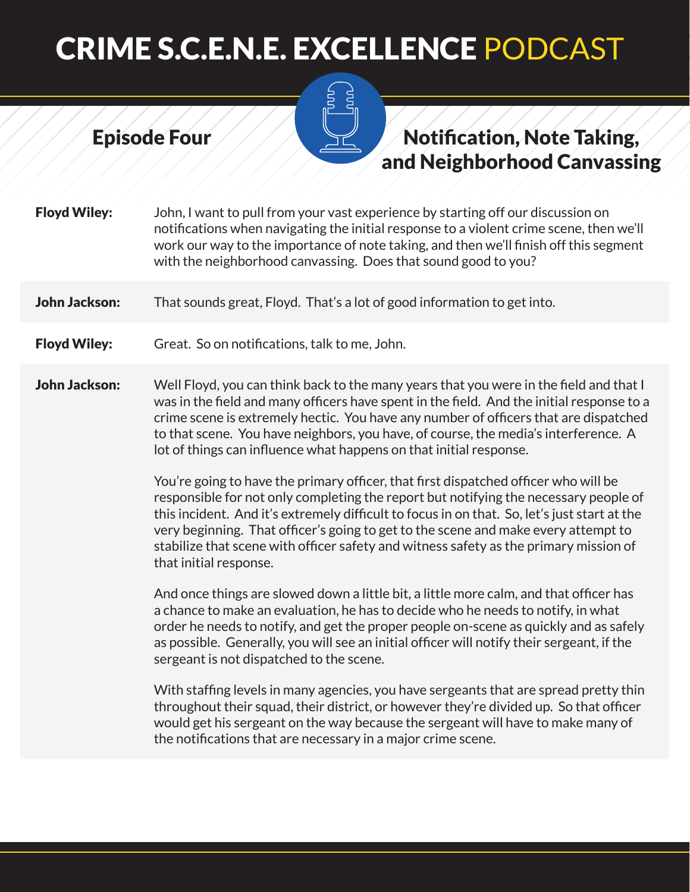# CRIME S.C.E.N.E. EXCELLENCE PODCAST

## Episode Four

## Notification, Note Taking, and Neighborhood Canvassing

**Floyd Wiley:** John, I want to pull from your vast experience by starting off our discussion on notifications when navigating the initial response to a violent crime scene, then we'll work our way to the importance of note taking, and then we'll finish off this segment with the neighborhood canvassing. Does that sound good to you?

**John Jackson:** That sounds great, Floyd. That's a lot of good information to get into.

**Floyd Wiley:** Great. So on notifications, talk to me, John.

**John Jackson:** Well Floyd, you can think back to the many years that you were in the field and that I was in the field and many officers have spent in the field. And the initial response to a crime scene is extremely hectic. You have any number of officers that are dispatched to that scene. You have neighbors, you have, of course, the media's interference. A lot of things can influence what happens on that initial response.

You're going to have the primary officer, that first dispatched officer who will be responsible for not only completing the report but notifying the necessary people of this incident. And it's extremely difficult to focus in on that. So, let's just start at the very beginning. That officer's going to get to the scene and make every attempt to stabilize that scene with officer safety and witness safety as the primary mission of that initial response.

And once things are slowed down a little bit, a little more calm, and that officer has a chance to make an evaluation, he has to decide who he needs to notify, in what order he needs to notify, and get the proper people on-scene as quickly and as safely as possible. Generally, you will see an initial officer will notify their sergeant, if the sergeant is not dispatched to the scene.

With staffing levels in many agencies, you have sergeants that are spread pretty thin throughout their squad, their district, or however they're divided up. So that officer would get his sergeant on the way because the sergeant will have to make many of the notifications that are necessary in a major crime scene.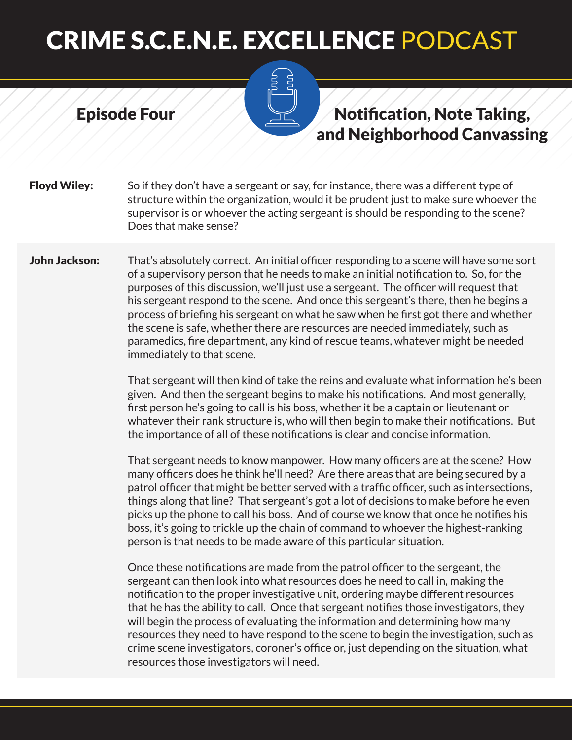**Floyd Wiley:** So if they don't have a sergeant or say, for instance, there was a different type of structure within the organization, would it be prudent just to make sure whoever the supervisor is or whoever the acting sergeant is should be responding to the scene? Does that make sense?

**John Jackson:** That's absolutely correct. An initial officer responding to a scene will have some sort of a supervisory person that he needs to make an initial notification to. So, for the purposes of this discussion, we'll just use a sergeant. The officer will request that his sergeant respond to the scene. And once this sergeant's there, then he begins a process of briefing his sergeant on what he saw when he first got there and whether the scene is safe, whether there are resources are needed immediately, such as paramedics, fire department, any kind of rescue teams, whatever might be needed immediately to that scene.

That sergeant will then kind of take the reins and evaluate what information he's been given. And then the sergeant begins to make his notifications. And most generally, first person he's going to call is his boss, whether it be a captain or lieutenant or whatever their rank structure is, who will then begin to make their notifications. But the importance of all of these notifications is clear and concise information.

That sergeant needs to know manpower. How many officers are at the scene? How many officers does he think he'll need? Are there areas that are being secured by a patrol officer that might be better served with a traffic officer, such as intersections, things along that line? That sergeant's got a lot of decisions to make before he even picks up the phone to call his boss. And of course we know that once he notifies his boss, it's going to trickle up the chain of command to whoever the highest-ranking person is that needs to be made aware of this particular situation.

Once these notifications are made from the patrol officer to the sergeant, the sergeant can then look into what resources does he need to call in, making the notification to the proper investigative unit, ordering maybe different resources that he has the ability to call. Once that sergeant notifies those investigators, they will begin the process of evaluating the information and determining how many resources they need to have respond to the scene to begin the investigation, such as crime scene investigators, coroner's office or, just depending on the situation, what resources those investigators will need.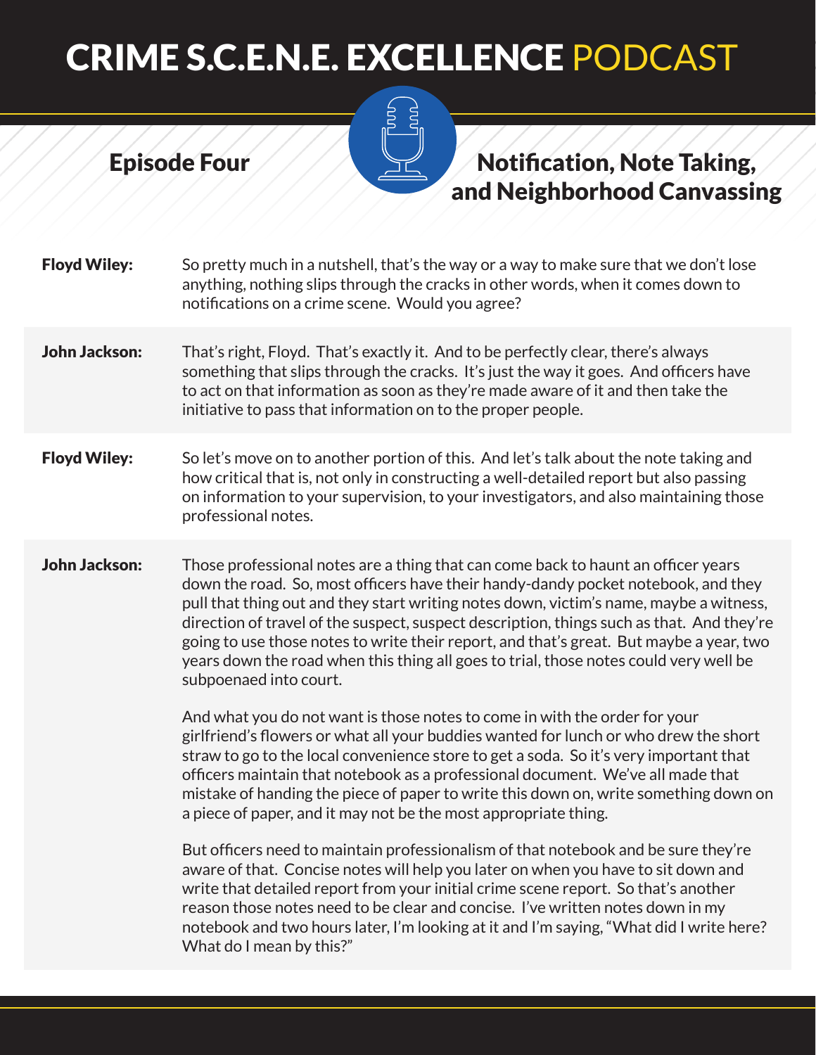# CRIME S.C.E.N.E. EXCELLENCE PODCAST

## Episode Four

## Notification, Note Taking, and Neighborhood Canvassing

**Floyd Wiley:** So pretty much in a nutshell, that's the way or a way to make sure that we don't lose anything, nothing slips through the cracks in other words, when it comes down to notifications on a crime scene. Would you agree?

**John Jackson:** That's right, Floyd. That's exactly it. And to be perfectly clear, there's always something that slips through the cracks. It's just the way it goes. And officers have to act on that information as soon as they're made aware of it and then take the initiative to pass that information on to the proper people.

**Floyd Wiley:** So let's move on to another portion of this. And let's talk about the note taking and how critical that is, not only in constructing a well-detailed report but also passing on information to your supervision, to your investigators, and also maintaining those professional notes.

**John Jackson:** Those professional notes are a thing that can come back to haunt an officer years down the road. So, most officers have their handy-dandy pocket notebook, and they pull that thing out and they start writing notes down, victim's name, maybe a witness, direction of travel of the suspect, suspect description, things such as that. And they're going to use those notes to write their report, and that's great. But maybe a year, two years down the road when this thing all goes to trial, those notes could very well be subpoenaed into court.

And what you do not want is those notes to come in with the order for your girlfriend's flowers or what all your buddies wanted for lunch or who drew the short straw to go to the local convenience store to get a soda. So it's very important that officers maintain that notebook as a professional document. We've all made that mistake of handing the piece of paper to write this down on, write something down on a piece of paper, and it may not be the most appropriate thing.

But officers need to maintain professionalism of that notebook and be sure they're aware of that. Concise notes will help you later on when you have to sit down and write that detailed report from your initial crime scene report. So that's another reason those notes need to be clear and concise. I've written notes down in my notebook and two hours later, I'm looking at it and I'm saying, "What did I write here? What do I mean by this?"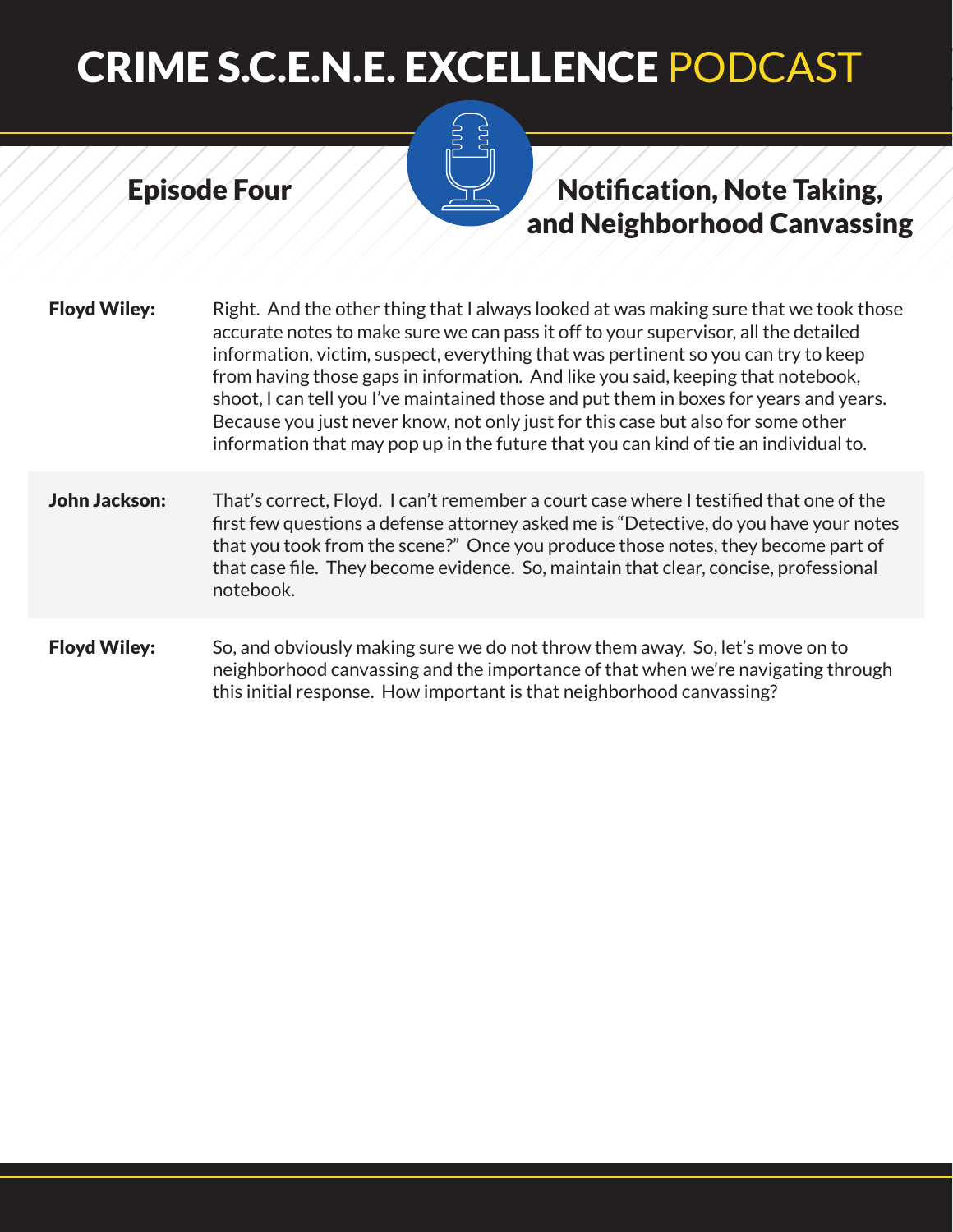**Floyd Wiley:** Right. And the other thing that I always looked at was making sure that we took those accurate notes to make sure we can pass it off to your supervisor, all the detailed information, victim, suspect, everything that was pertinent so you can try to keep from having those gaps in information. And like you said, keeping that notebook, shoot, I can tell you I've maintained those and put them in boxes for years and years. Because you just never know, not only just for this case but also for some other information that may pop up in the future that you can kind of tie an individual to.

**John Jackson:** That's correct, Floyd. I can't remember a court case where I testified that one of the first few questions a defense attorney asked me is "Detective, do you have your notes that you took from the scene?" Once you produce those notes, they become part of that case file. They become evidence. So, maintain that clear, concise, professional notebook.

**Floyd Wiley:** So, and obviously making sure we do not throw them away. So, let's move on to neighborhood canvassing and the importance of that when we're navigating through this initial response. How important is that neighborhood canvassing?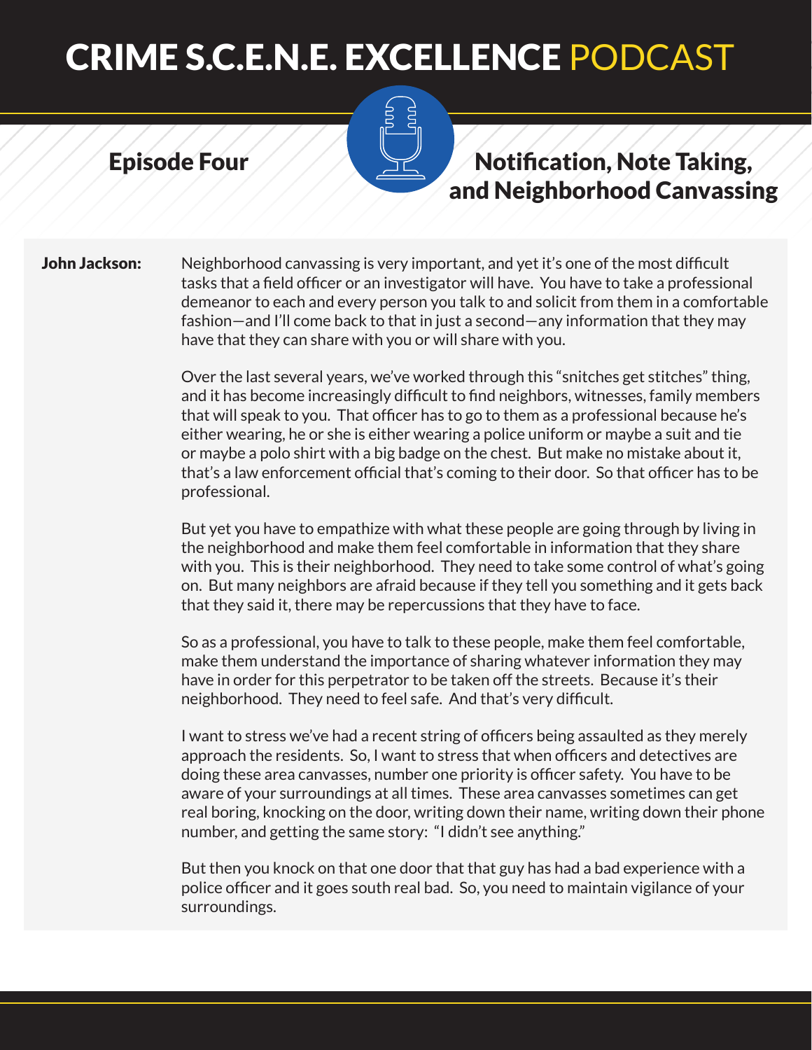# CRIME S.C.E.N.E. EXCELLENCE PODCAST

## Episode Four

## Notification, Note Taking, and Neighborhood Canvassing

**John Jackson:** Neighborhood canvassing is very important, and yet it's one of the most difficult tasks that a field officer or an investigator will have. You have to take a professional demeanor to each and every person you talk to and solicit from them in a comfortable fashion—and I'll come back to that in just a second—any information that they may have that they can share with you or will share with you.

Over the last several years, we've worked through this "snitches get stitches" thing, and it has become increasingly difficult to find neighbors, witnesses, family members that will speak to you. That officer has to go to them as a professional because he's either wearing, he or she is either wearing a police uniform or maybe a suit and tie or maybe a polo shirt with a big badge on the chest. But make no mistake about it, that's a law enforcement official that's coming to their door. So that officer has to be professional.

But yet you have to empathize with what these people are going through by living in the neighborhood and make them feel comfortable in information that they share with you. This is their neighborhood. They need to take some control of what's going on. But many neighbors are afraid because if they tell you something and it gets back that they said it, there may be repercussions that they have to face.

So as a professional, you have to talk to these people, make them feel comfortable, make them understand the importance of sharing whatever information they may have in order for this perpetrator to be taken off the streets. Because it's their neighborhood. They need to feel safe. And that's very difficult.

I want to stress we've had a recent string of officers being assaulted as they merely approach the residents. So, I want to stress that when officers and detectives are doing these area canvasses, number one priority is officer safety. You have to be aware of your surroundings at all times. These area canvasses sometimes can get real boring, knocking on the door, writing down their name, writing down their phone number, and getting the same story: "I didn't see anything."

But then you knock on that one door that that guy has had a bad experience with a police officer and it goes south real bad. So, you need to maintain vigilance of your surroundings.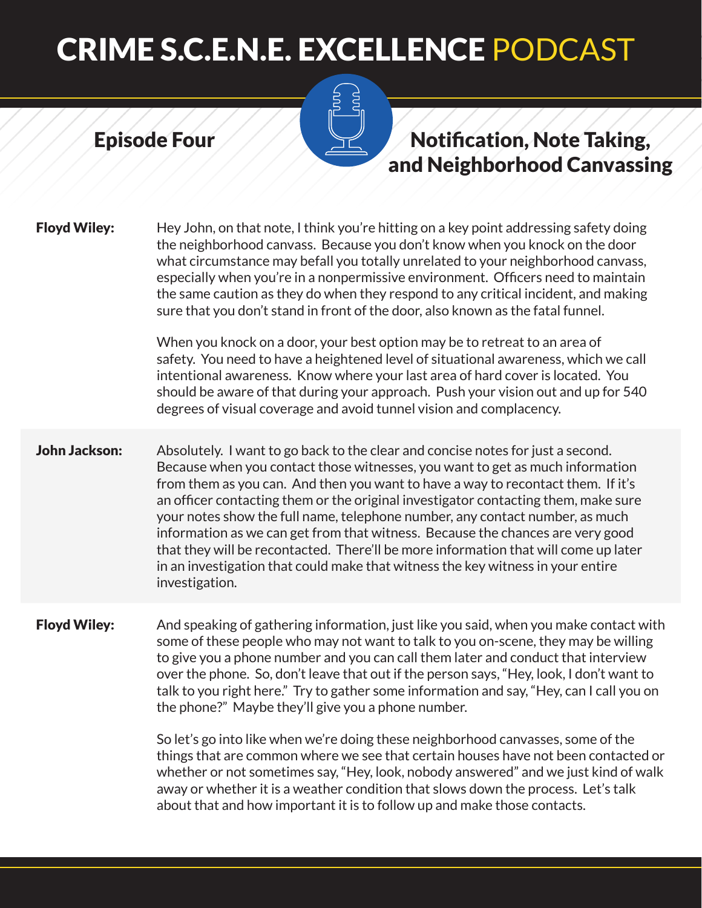**Floyd Wiley:** Hey John, on that note, I think you're hitting on a key point addressing safety doing the neighborhood canvass. Because you don't know when you knock on the door what circumstance may befall you totally unrelated to your neighborhood canvass, especially when you're in a nonpermissive environment. Officers need to maintain the same caution as they do when they respond to any critical incident, and making sure that you don't stand in front of the door, also known as the fatal funnel.

When you knock on a door, your best option may be to retreat to an area of safety. You need to have a heightened level of situational awareness, which we call intentional awareness. Know where your last area of hard cover is located. You should be aware of that during your approach. Push your vision out and up for 540 degrees of visual coverage and avoid tunnel vision and complacency.

**John Jackson:** Absolutely. I want to go back to the clear and concise notes for just a second. Because when you contact those witnesses, you want to get as much information from them as you can. And then you want to have a way to recontact them. If it's an officer contacting them or the original investigator contacting them, make sure your notes show the full name, telephone number, any contact number, as much information as we can get from that witness. Because the chances are very good that they will be recontacted. There'll be more information that will come up later in an investigation that could make that witness the key witness in your entire investigation.

**Floyd Wiley:** And speaking of gathering information, just like you said, when you make contact with some of these people who may not want to talk to you on-scene, they may be willing to give you a phone number and you can call them later and conduct that interview over the phone. So, don't leave that out if the person says, "Hey, look, I don't want to talk to you right here." Try to gather some information and say, "Hey, can I call you on the phone?" Maybe they'll give you a phone number.

So let's go into like when we're doing these neighborhood canvasses, some of the things that are common where we see that certain houses have not been contacted or whether or not sometimes say, "Hey, look, nobody answered" and we just kind of walk away or whether it is a weather condition that slows down the process. Let's talk about that and how important it is to follow up and make those contacts.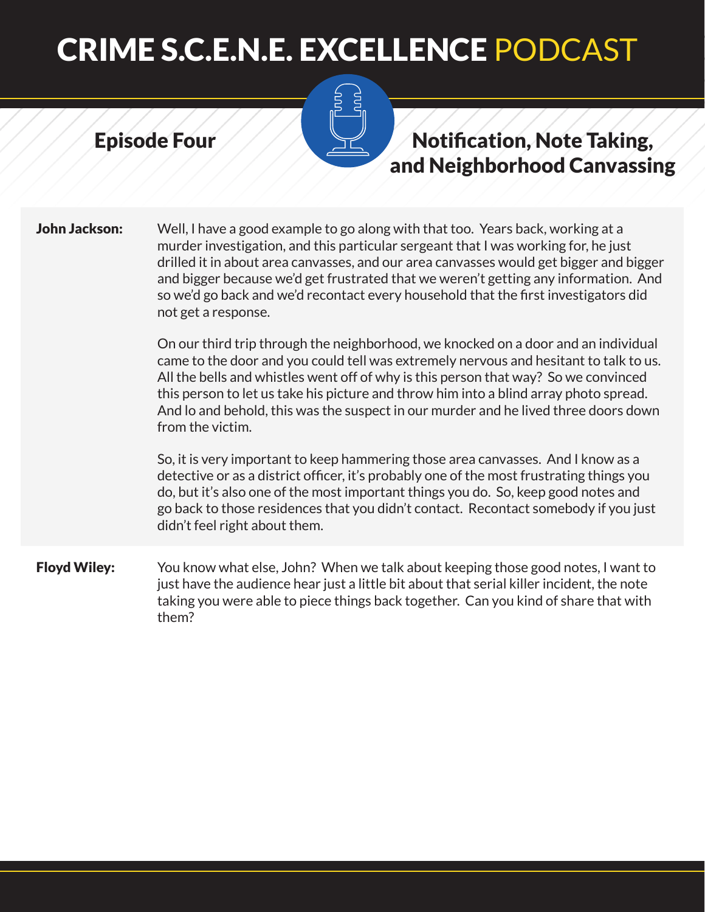**John Jackson:** Well, I have a good example to go along with that too. Years back, working at a murder investigation, and this particular sergeant that I was working for, he just drilled it in about area canvasses, and our area canvasses would get bigger and bigger and bigger because we'd get frustrated that we weren't getting any information. And so we'd go back and we'd recontact every household that the first investigators did not get a response.

On our third trip through the neighborhood, we knocked on a door and an individual came to the door and you could tell was extremely nervous and hesitant to talk to us. All the bells and whistles went off of why is this person that way? So we convinced this person to let us take his picture and throw him into a blind array photo spread. And lo and behold, this was the suspect in our murder and he lived three doors down from the victim.

So, it is very important to keep hammering those area canvasses. And I know as a detective or as a district officer, it's probably one of the most frustrating things you do, but it's also one of the most important things you do. So, keep good notes and go back to those residences that you didn't contact. Recontact somebody if you just didn't feel right about them.

**Floyd Wiley:** You know what else, John? When we talk about keeping those good notes, I want to just have the audience hear just a little bit about that serial killer incident, the note taking you were able to piece things back together. Can you kind of share that with them?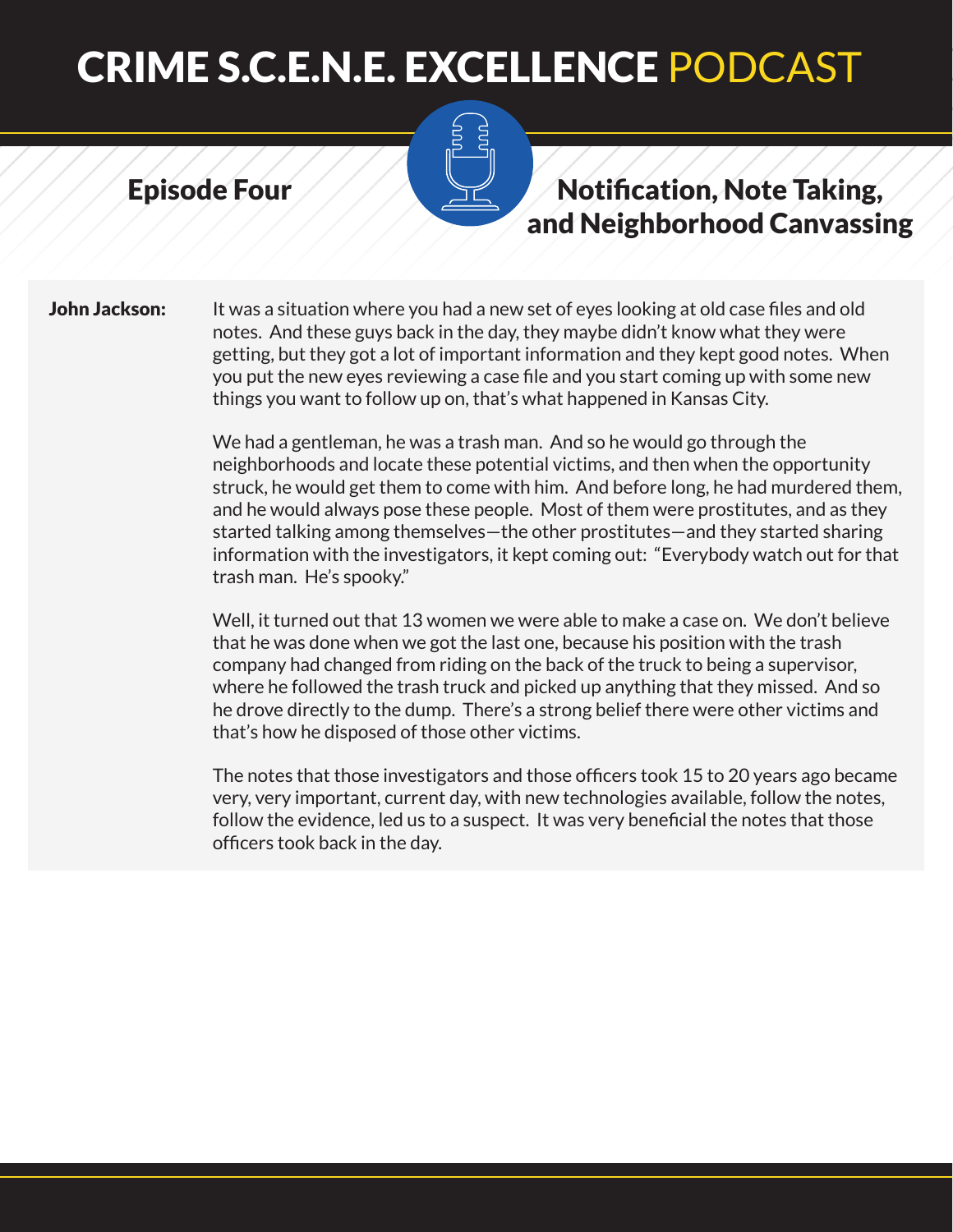# CRIME S.C.E.N.E. EXCELLENCE PODCAST

## Episode Four

## Notification, Note Taking, and Neighborhood Canvassing

**John Jackson:** It was a situation where you had a new set of eyes looking at old case files and old notes. And these guys back in the day, they maybe didn't know what they were getting, but they got a lot of important information and they kept good notes. When you put the new eyes reviewing a case file and you start coming up with some new things you want to follow up on, that's what happened in Kansas City.

We had a gentleman, he was a trash man. And so he would go through the neighborhoods and locate these potential victims, and then when the opportunity struck, he would get them to come with him. And before long, he had murdered them, and he would always pose these people. Most of them were prostitutes, and as they started talking among themselves—the other prostitutes—and they started sharing information with the investigators, it kept coming out: "Everybody watch out for that trash man. He's spooky."

Well, it turned out that 13 women we were able to make a case on. We don't believe that he was done when we got the last one, because his position with the trash company had changed from riding on the back of the truck to being a supervisor, where he followed the trash truck and picked up anything that they missed. And so he drove directly to the dump. There's a strong belief there were other victims and that's how he disposed of those other victims.

The notes that those investigators and those officers took 15 to 20 years ago became very, very important, current day, with new technologies available, follow the notes, follow the evidence, led us to a suspect. It was very beneficial the notes that those officers took back in the day.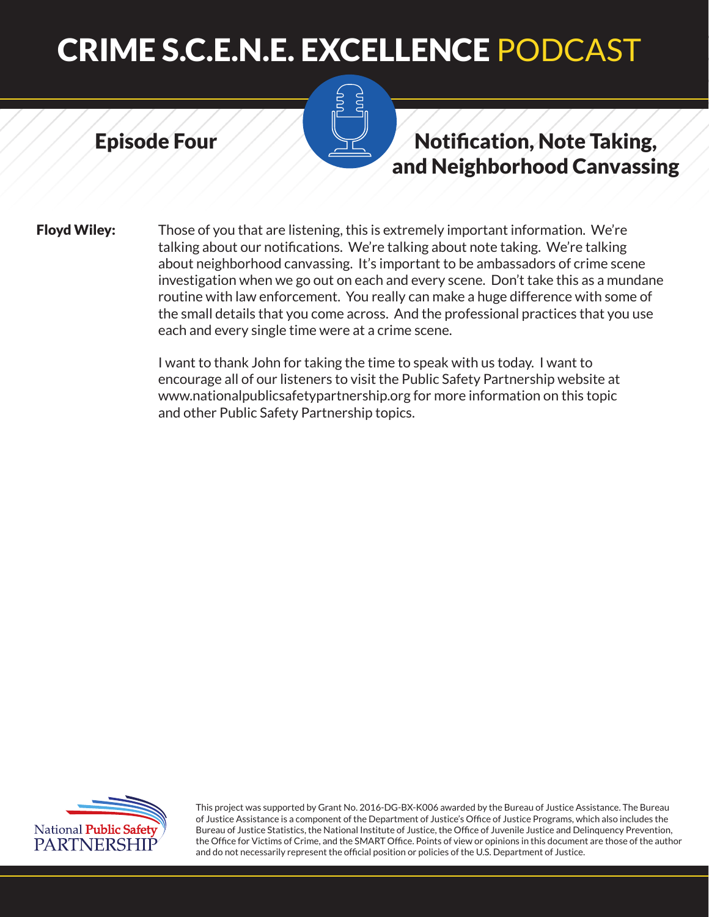**Floyd Wiley:** Those of you that are listening, this is extremely important information. We're talking about our notifications. We're talking about note taking. We're talking about neighborhood canvassing. It's important to be ambassadors of crime scene investigation when we go out on each and every scene. Don't take this as a mundane routine with law enforcement. You really can make a huge difference with some of the small details that you come across. And the professional practices that you use each and every single time were at a crime scene.

I want to thank John for taking the time to speak with us today. I want to encourage all of our listeners to visit the Public Safety Partnership website at www.nationalpublicsafetypartnership.org for more information on this topic and other Public Safety Partnership topics.

This project was supported by Grant No. 2016-DG-BX-K006 awarded by the Bureau of Justice Assistance. The Bureau of Justice Assistance is a component of the Department of Justice's Office of Justice Programs, which also includes the Bureau of Justice Statistics, the National Institute of Justice, the Office of Juvenile Justice and Delinquency Prevention, the Office for Victims of Crime, and the SMART Office. Points of view or opinions in this document are those of the author and do not necessarily represent the official position or policies of the U.S. Department of Justice.